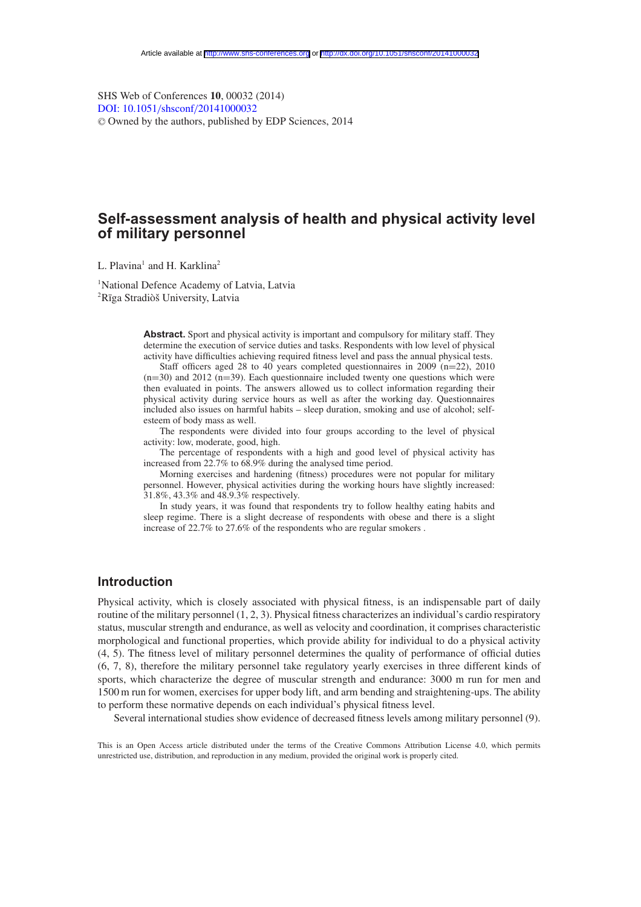Article available at http://www.shs-conferences.org or http://dx.doi.org/10.1051/shsconf/20141000032

SHS Web of Conferences **10**, 00032 (2014)
DOI: 10.1051/shsconf/20141000032
© Owned by the authors, published by EDP Sciences, 2014

# Self-assessment analysis of health and physical activity level of military personnel

L. Plavina[1] and H. Karklina[2]

[1]National Defence Academy of Latvia, Latvia
[2]Rīga Stradiòš University, Latvia

**Abstract.** Sport and physical activity is important and compulsory for military staff. They determine the execution of service duties and tasks. Respondents with low level of physical activity have difficulties achieving required fitness level and pass the annual physical tests.

Staff officers aged 28 to 40 years completed questionnaires in 2009 (n=22), 2010 (n=30) and 2012 (n=39). Each questionnaire included twenty one questions which were then evaluated in points. The answers allowed us to collect information regarding their physical activity during service hours as well as after the working day. Questionnaires included also issues on harmful habits – sleep duration, smoking and use of alcohol; self-esteem of body mass as well.

The respondents were divided into four groups according to the level of physical activity: low, moderate, good, high.

The percentage of respondents with a high and good level of physical activity has increased from 22.7% to 68.9% during the analysed time period.

Morning exercises and hardening (fitness) procedures were not popular for military personnel. However, physical activities during the working hours have slightly increased: 31.8%, 43.3% and 48.9.3% respectively.

In study years, it was found that respondents try to follow healthy eating habits and sleep regime. There is a slight decrease of respondents with obese and there is a slight increase of 22.7% to 27.6% of the respondents who are regular smokers .

## Introduction

Physical activity, which is closely associated with physical fitness, is an indispensable part of daily routine of the military personnel (1, 2, 3). Physical fitness characterizes an individual's cardio respiratory status, muscular strength and endurance, as well as velocity and coordination, it comprises characteristic morphological and functional properties, which provide ability for individual to do a physical activity (4, 5). The fitness level of military personnel determines the quality of performance of official duties (6, 7, 8), therefore the military personnel take regulatory yearly exercises in three different kinds of sports, which characterize the degree of muscular strength and endurance: 3000 m run for men and 1500 m run for women, exercises for upper body lift, and arm bending and straightening-ups. The ability to perform these normative depends on each individual's physical fitness level.

Several international studies show evidence of decreased fitness levels among military personnel (9).

This is an Open Access article distributed under the terms of the Creative Commons Attribution License 4.0, which permits unrestricted use, distribution, and reproduction in any medium, provided the original work is properly cited.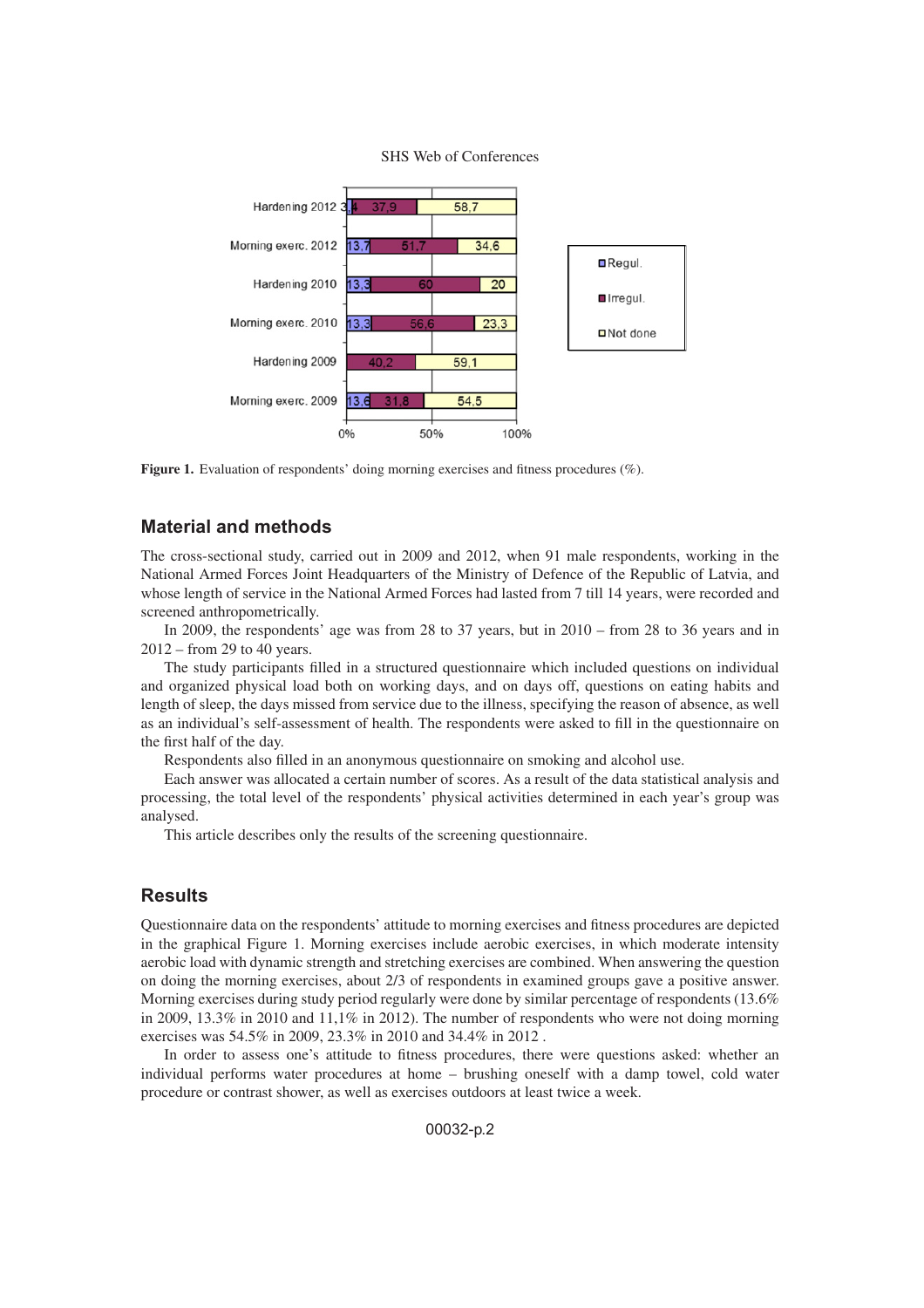**Figure 1.** Evaluation of respondents' doing morning exercises and fitness procedures (%).

## Material and methods

The cross-sectional study, carried out in 2009 and 2012, when 91 male respondents, working in the National Armed Forces Joint Headquarters of the Ministry of Defence of the Republic of Latvia, and whose length of service in the National Armed Forces had lasted from 7 till 14 years, were recorded and screened anthropometrically.

In 2009, the respondents' age was from 28 to 37 years, but in 2010 – from 28 to 36 years and in 2012 – from 29 to 40 years.

The study participants filled in a structured questionnaire which included questions on individual and organized physical load both on working days, and on days off, questions on eating habits and length of sleep, the days missed from service due to the illness, specifying the reason of absence, as well as an individual's self-assessment of health. The respondents were asked to fill in the questionnaire on the first half of the day.

Respondents also filled in an anonymous questionnaire on smoking and alcohol use.

Each answer was allocated a certain number of scores. As a result of the data statistical analysis and processing, the total level of the respondents' physical activities determined in each year's group was analysed.

This article describes only the results of the screening questionnaire.

## Results

Questionnaire data on the respondents' attitude to morning exercises and fitness procedures are depicted in the graphical Figure 1. Morning exercises include aerobic exercises, in which moderate intensity aerobic load with dynamic strength and stretching exercises are combined. When answering the question on doing the morning exercises, about 2/3 of respondents in examined groups gave a positive answer. Morning exercises during study period regularly were done by similar percentage of respondents (13.6% in 2009, 13.3% in 2010 and 11,1% in 2012). The number of respondents who were not doing morning exercises was 54.5% in 2009, 23.3% in 2010 and 34.4% in 2012 .

In order to assess one's attitude to fitness procedures, there were questions asked: whether an individual performs water procedures at home – brushing oneself with a damp towel, cold water procedure or contrast shower, as well as exercises outdoors at least twice a week.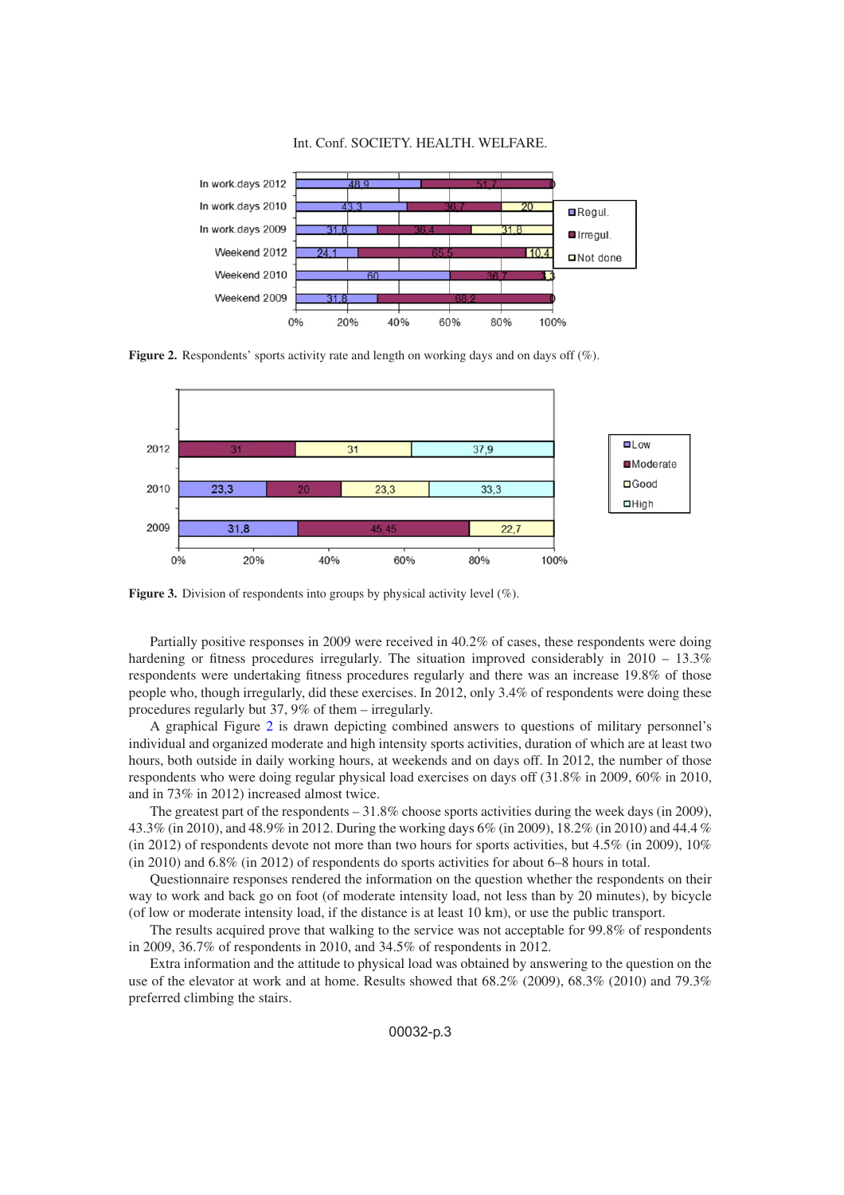**Figure 2.** Respondents' sports activity rate and length on working days and on days off (%).

**Figure 3.** Division of respondents into groups by physical activity level (%).

Partially positive responses in 2009 were received in 40.2% of cases, these respondents were doing hardening or fitness procedures irregularly. The situation improved considerably in 2010 – 13.3% respondents were undertaking fitness procedures regularly and there was an increase 19.8% of those people who, though irregularly, did these exercises. In 2012, only 3.4% of respondents were doing these procedures regularly but 37, 9% of them – irregularly.

A graphical Figure 2 is drawn depicting combined answers to questions of military personnel's individual and organized moderate and high intensity sports activities, duration of which are at least two hours, both outside in daily working hours, at weekends and on days off. In 2012, the number of those respondents who were doing regular physical load exercises on days off (31.8% in 2009, 60% in 2010, and in 73% in 2012) increased almost twice.

The greatest part of the respondents – 31.8% choose sports activities during the week days (in 2009), 43.3% (in 2010), and 48.9% in 2012. During the working days 6% (in 2009), 18.2% (in 2010) and 44.4 % (in 2012) of respondents devote not more than two hours for sports activities, but 4.5% (in 2009), 10% (in 2010) and 6.8% (in 2012) of respondents do sports activities for about 6–8 hours in total.

Questionnaire responses rendered the information on the question whether the respondents on their way to work and back go on foot (of moderate intensity load, not less than by 20 minutes), by bicycle (of low or moderate intensity load, if the distance is at least 10 km), or use the public transport.

The results acquired prove that walking to the service was not acceptable for 99.8% of respondents in 2009, 36.7% of respondents in 2010, and 34.5% of respondents in 2012.

Extra information and the attitude to physical load was obtained by answering to the question on the use of the elevator at work and at home. Results showed that 68.2% (2009), 68.3% (2010) and 79.3% preferred climbing the stairs.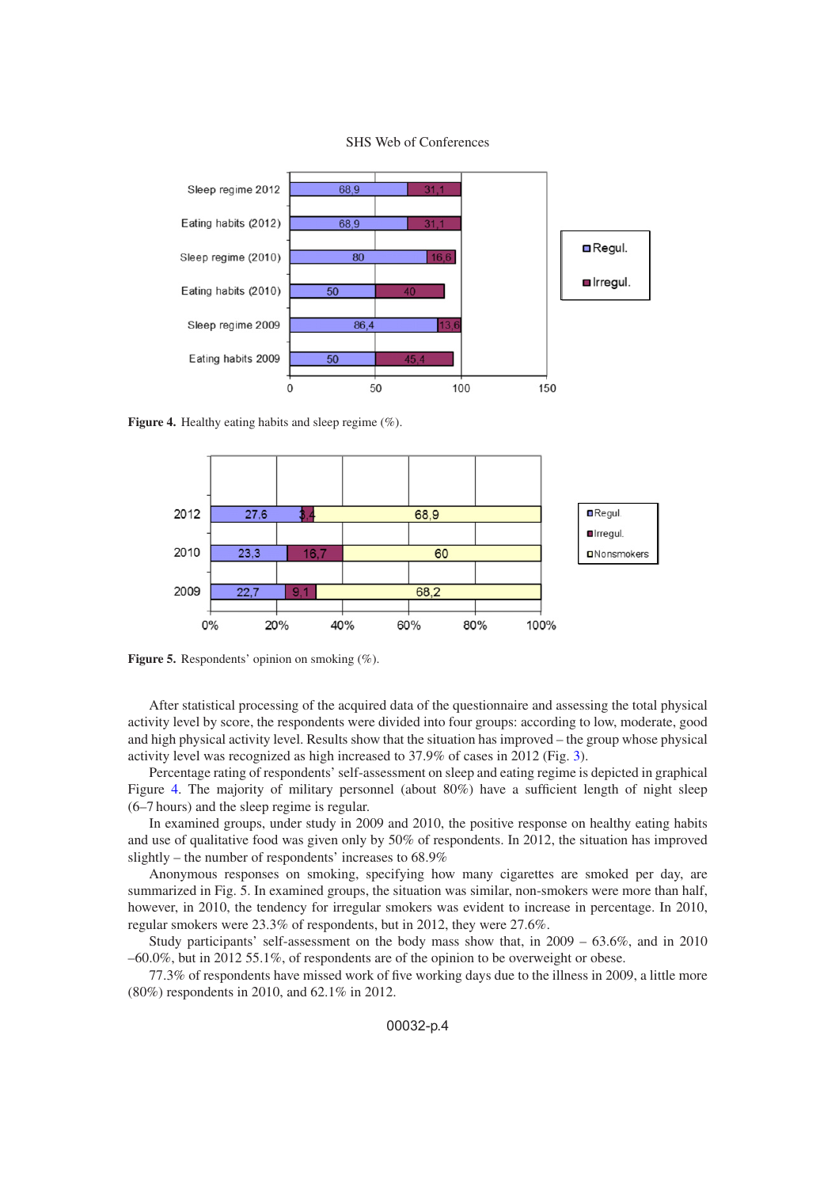**Figure 4.** Healthy eating habits and sleep regime (%).

**Figure 5.** Respondents' opinion on smoking (%).

After statistical processing of the acquired data of the questionnaire and assessing the total physical activity level by score, the respondents were divided into four groups: according to low, moderate, good and high physical activity level. Results show that the situation has improved – the group whose physical activity level was recognized as high increased to 37.9% of cases in 2012 (Fig. 3).

Percentage rating of respondents' self-assessment on sleep and eating regime is depicted in graphical Figure 4. The majority of military personnel (about 80%) have a sufficient length of night sleep (6–7 hours) and the sleep regime is regular.

In examined groups, under study in 2009 and 2010, the positive response on healthy eating habits and use of qualitative food was given only by 50% of respondents. In 2012, the situation has improved slightly – the number of respondents' increases to 68.9%

Anonymous responses on smoking, specifying how many cigarettes are smoked per day, are summarized in Fig. 5. In examined groups, the situation was similar, non-smokers were more than half, however, in 2010, the tendency for irregular smokers was evident to increase in percentage. In 2010, regular smokers were 23.3% of respondents, but in 2012, they were 27.6%.

Study participants' self-assessment on the body mass show that, in 2009 – 63.6%, and in 2010 –60.0%, but in 2012 55.1%, of respondents are of the opinion to be overweight or obese.

77.3% of respondents have missed work of five working days due to the illness in 2009, a little more (80%) respondents in 2010, and 62.1% in 2012.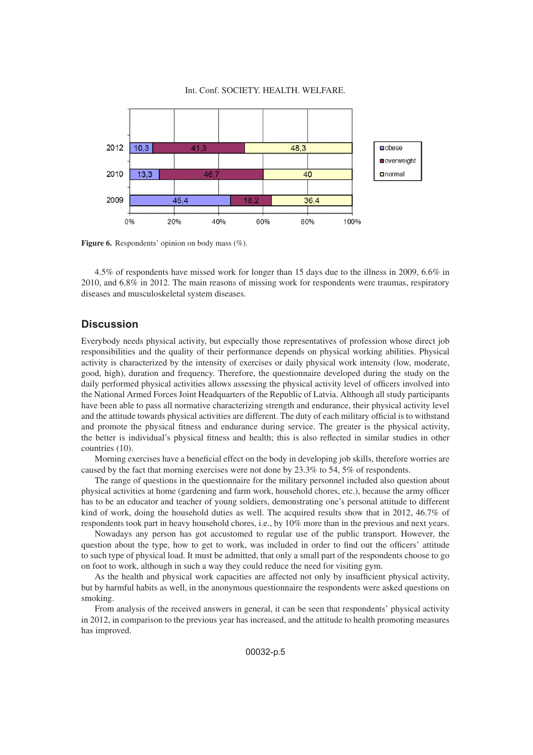Figure 6. Respondents' opinion on body mass (%).

4.5% of respondents have missed work for longer than 15 days due to the illness in 2009, 6.6% in 2010, and 6.8% in 2012. The main reasons of missing work for respondents were traumas, respiratory diseases and musculoskeletal system diseases.

## Discussion

Everybody needs physical activity, but especially those representatives of profession whose direct job responsibilities and the quality of their performance depends on physical working abilities. Physical activity is characterized by the intensity of exercises or daily physical work intensity (low, moderate, good, high), duration and frequency. Therefore, the questionnaire developed during the study on the daily performed physical activities allows assessing the physical activity level of officers involved into the National Armed Forces Joint Headquarters of the Republic of Latvia. Although all study participants have been able to pass all normative characterizing strength and endurance, their physical activity level and the attitude towards physical activities are different. The duty of each military official is to withstand and promote the physical fitness and endurance during service. The greater is the physical activity, the better is individual's physical fitness and health; this is also reflected in similar studies in other countries (10).

Morning exercises have a beneficial effect on the body in developing job skills, therefore worries are caused by the fact that morning exercises were not done by 23.3% to 54, 5% of respondents.

The range of questions in the questionnaire for the military personnel included also question about physical activities at home (gardening and farm work, household chores, etc.), because the army officer has to be an educator and teacher of young soldiers, demonstrating one's personal attitude to different kind of work, doing the household duties as well. The acquired results show that in 2012, 46.7% of respondents took part in heavy household chores, i.e., by 10% more than in the previous and next years.

Nowadays any person has got accustomed to regular use of the public transport. However, the question about the type, how to get to work, was included in order to find out the officers' attitude to such type of physical load. It must be admitted, that only a small part of the respondents choose to go on foot to work, although in such a way they could reduce the need for visiting gym.

As the health and physical work capacities are affected not only by insufficient physical activity, but by harmful habits as well, in the anonymous questionnaire the respondents were asked questions on smoking.

From analysis of the received answers in general, it can be seen that respondents' physical activity in 2012, in comparison to the previous year has increased, and the attitude to health promoting measures has improved.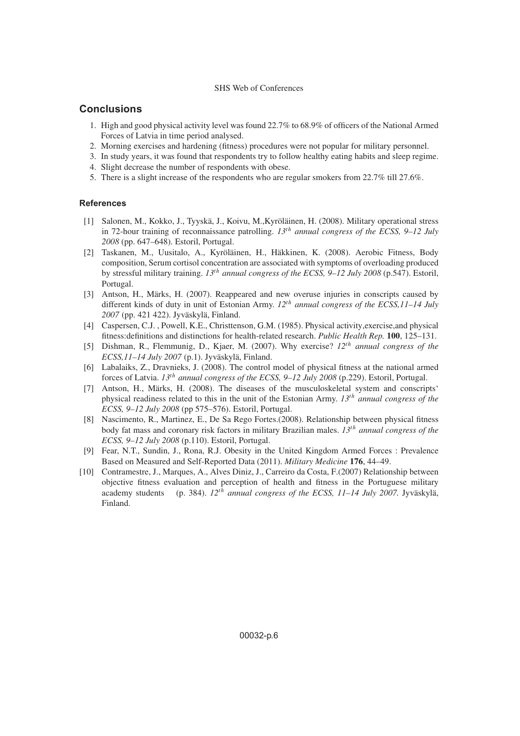## Conclusions

1. High and good physical activity level was found 22.7% to 68.9% of officers of the National Armed Forces of Latvia in time period analysed.
2. Morning exercises and hardening (fitness) procedures were not popular for military personnel.
3. In study years, it was found that respondents try to follow healthy eating habits and sleep regime.
4. Slight decrease the number of respondents with obese.
5. There is a slight increase of the respondents who are regular smokers from 22.7% till 27.6%.

### References

[1] Salonen, M., Kokko, J., Tyyskä, J., Koivu, M.,Kyröläinen, H. (2008). Military operational stress in 72-hour training of reconnaissance patrolling. *13th annual congress of the ECSS, 9–12 July 2008* (pp. 647–648). Estoril, Portugal.

[2] Taskanen, M., Uusitalo, A., Kyröläinen, H., Häkkinen, K. (2008). Aerobic Fitness, Body composition, Serum cortisol concentration are associated with symptoms of overloading produced by stressful military training. *13th annual congress of the ECSS, 9–12 July 2008* (p.547). Estoril, Portugal.

[3] Antson, H., Märks, H. (2007). Reappeared and new overuse injuries in conscripts caused by different kinds of duty in unit of Estonian Army. *12th annual congress of the ECSS,11–14 July 2007* (pp. 421 422). Jyväskylä, Finland.

[4] Caspersen, C.J. , Powell, K.E., Christtenson, G.M. (1985). Physical activity,exercise,and physical fitness:definitions and distinctions for health-related research. *Public Health Rep.* **100**, 125–131.

[5] Dishman, R., Flemmunig, D., Kjaer, M. (2007). Why exercise? *12th annual congress of the ECSS,11–14 July 2007* (p.1). Jyväskylä, Finland.

[6] Labalaiks, Z., Dravnieks, J. (2008). The control model of physical fitness at the national armed forces of Latvia. *13th annual congress of the ECSS, 9–12 July 2008* (p.229). Estoril, Portugal.

[7] Antson, H., Märks, H. (2008). The diseases of the musculoskeletal system and conscripts' physical readiness related to this in the unit of the Estonian Army. *13th annual congress of the ECSS, 9–12 July 2008* (pp 575–576). Estoril, Portugal.

[8] Nascimento, R., Martinez, E., De Sa Rego Fortes.(2008). Relationship between physical fitness body fat mass and coronary risk factors in military Brazilian males. *13th annual congress of the ECSS, 9–12 July 2008* (p.110). Estoril, Portugal.

[9] Fear, N.T., Sundin, J., Rona, R.J. Obesity in the United Kingdom Armed Forces : Prevalence Based on Measured and Self-Reported Data (2011). *Military Medicine* **176**, 44–49.

[10] Contramestre, J., Marques, A., Alves Diniz, J., Carreiro da Costa, F.(2007) Relationship between objective fitness evaluation and perception of health and fitness in the Portuguese military academy students (p. 384). *12th annual congress of the ECSS, 11–14 July 2007.* Jyväskylä, Finland.